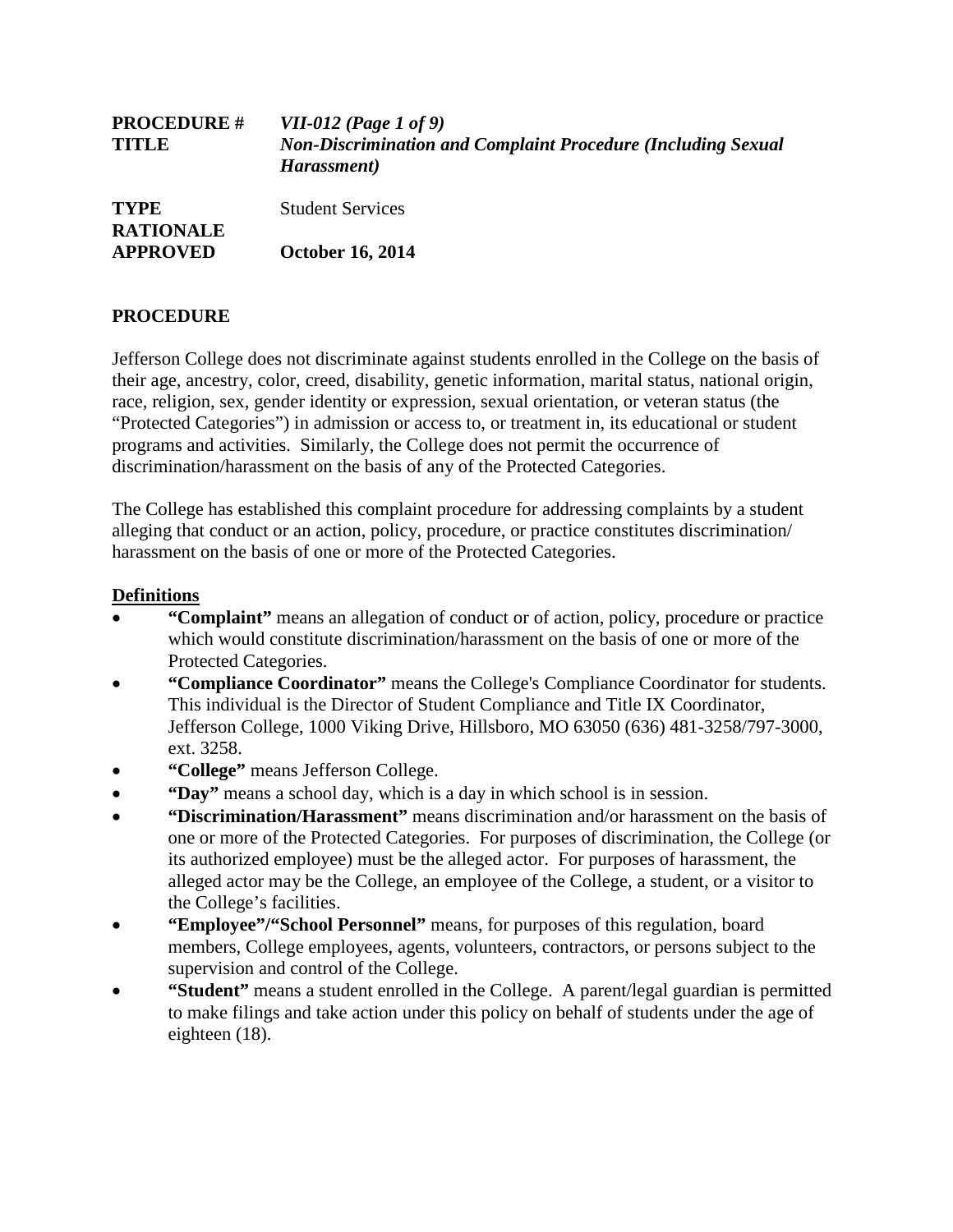| | |
|---|---|
| **PROCEDURE #** | ***VII-012 (Page 1 of 9)*** |
| **TITLE** | ***Non-Discrimination and Complaint Procedure (Including Sexual Harassment)*** |
| **TYPE** | Student Services |
| **RATIONALE** | |
| **APPROVED** | **October 16, 2014** |

## PROCEDURE

Jefferson College does not discriminate against students enrolled in the College on the basis of their age, ancestry, color, creed, disability, genetic information, marital status, national origin, race, religion, sex, gender identity or expression, sexual orientation, or veteran status (the "Protected Categories") in admission or access to, or treatment in, its educational or student programs and activities. Similarly, the College does not permit the occurrence of discrimination/harassment on the basis of any of the Protected Categories.

The College has established this complaint procedure for addressing complaints by a student alleging that conduct or an action, policy, procedure, or practice constitutes discrimination/ harassment on the basis of one or more of the Protected Categories.

### Definitions

- **"Complaint"** means an allegation of conduct or of action, policy, procedure or practice which would constitute discrimination/harassment on the basis of one or more of the Protected Categories.
- **"Compliance Coordinator"** means the College's Compliance Coordinator for students. This individual is the Director of Student Compliance and Title IX Coordinator, Jefferson College, 1000 Viking Drive, Hillsboro, MO 63050 (636) 481-3258/797-3000, ext. 3258.
- **"College"** means Jefferson College.
- **"Day"** means a school day, which is a day in which school is in session.
- **"Discrimination/Harassment"** means discrimination and/or harassment on the basis of one or more of the Protected Categories. For purposes of discrimination, the College (or its authorized employee) must be the alleged actor. For purposes of harassment, the alleged actor may be the College, an employee of the College, a student, or a visitor to the College's facilities.
- **"Employee"/"School Personnel"** means, for purposes of this regulation, board members, College employees, agents, volunteers, contractors, or persons subject to the supervision and control of the College.
- **"Student"** means a student enrolled in the College. A parent/legal guardian is permitted to make filings and take action under this policy on behalf of students under the age of eighteen (18).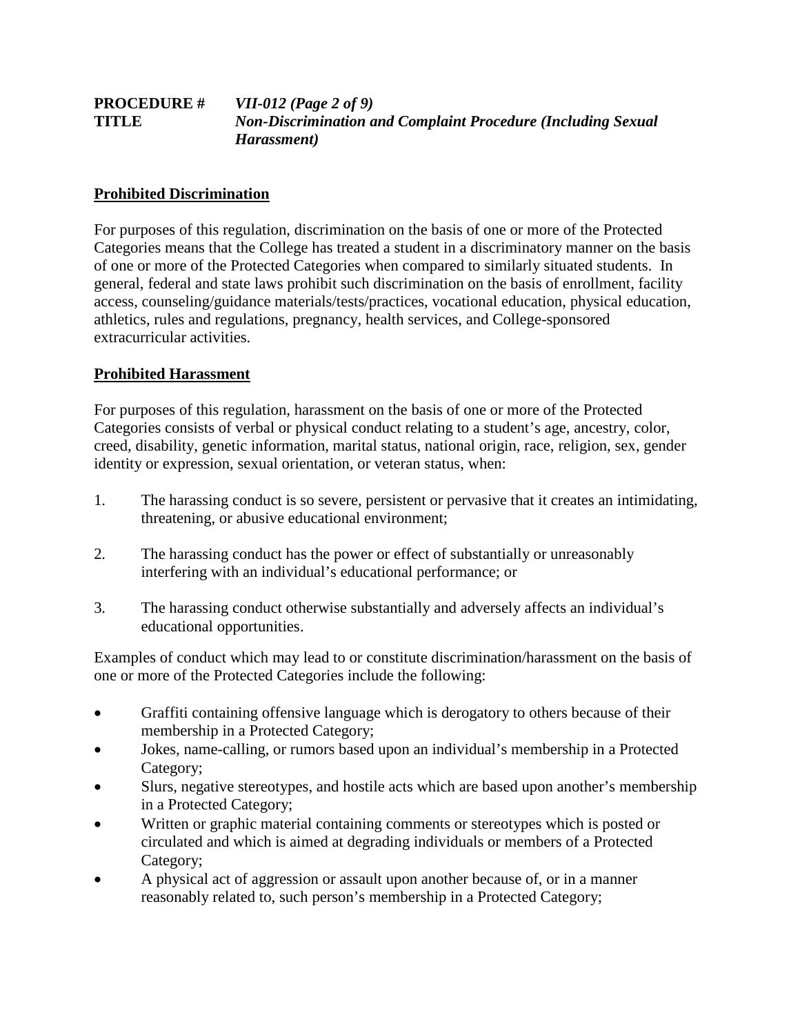## Prohibited Discrimination

For purposes of this regulation, discrimination on the basis of one or more of the Protected Categories means that the College has treated a student in a discriminatory manner on the basis of one or more of the Protected Categories when compared to similarly situated students. In general, federal and state laws prohibit such discrimination on the basis of enrollment, facility access, counseling/guidance materials/tests/practices, vocational education, physical education, athletics, rules and regulations, pregnancy, health services, and College-sponsored extracurricular activities.

## Prohibited Harassment

For purposes of this regulation, harassment on the basis of one or more of the Protected Categories consists of verbal or physical conduct relating to a student's age, ancestry, color, creed, disability, genetic information, marital status, national origin, race, religion, sex, gender identity or expression, sexual orientation, or veteran status, when:

1. The harassing conduct is so severe, persistent or pervasive that it creates an intimidating, threatening, or abusive educational environment;
2. The harassing conduct has the power or effect of substantially or unreasonably interfering with an individual's educational performance; or
3. The harassing conduct otherwise substantially and adversely affects an individual's educational opportunities.

Examples of conduct which may lead to or constitute discrimination/harassment on the basis of one or more of the Protected Categories include the following:

- Graffiti containing offensive language which is derogatory to others because of their membership in a Protected Category;
- Jokes, name-calling, or rumors based upon an individual's membership in a Protected Category;
- Slurs, negative stereotypes, and hostile acts which are based upon another's membership in a Protected Category;
- Written or graphic material containing comments or stereotypes which is posted or circulated and which is aimed at degrading individuals or members of a Protected Category;
- A physical act of aggression or assault upon another because of, or in a manner reasonably related to, such person's membership in a Protected Category;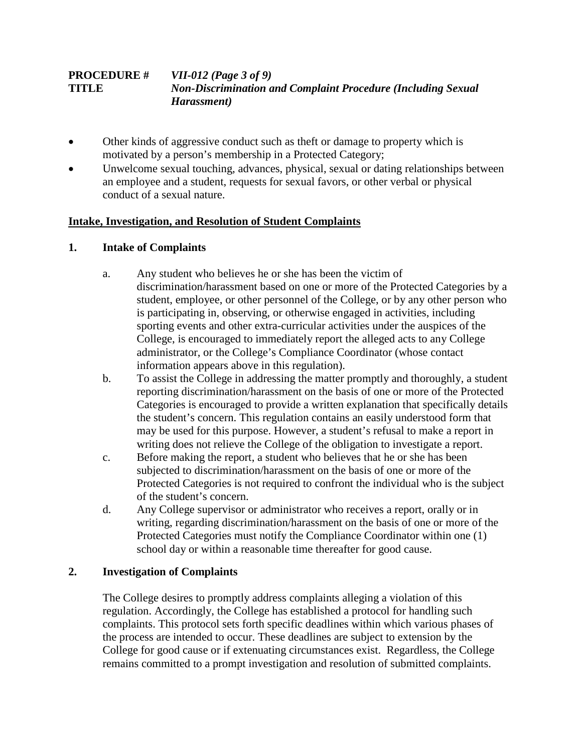- Other kinds of aggressive conduct such as theft or damage to property which is motivated by a person's membership in a Protected Category;
- Unwelcome sexual touching, advances, physical, sexual or dating relationships between an employee and a student, requests for sexual favors, or other verbal or physical conduct of a sexual nature.

## Intake, Investigation, and Resolution of Student Complaints

### 1. Intake of Complaints

a. Any student who believes he or she has been the victim of discrimination/harassment based on one or more of the Protected Categories by a student, employee, or other personnel of the College, or by any other person who is participating in, observing, or otherwise engaged in activities, including sporting events and other extra-curricular activities under the auspices of the College, is encouraged to immediately report the alleged acts to any College administrator, or the College's Compliance Coordinator (whose contact information appears above in this regulation).

b. To assist the College in addressing the matter promptly and thoroughly, a student reporting discrimination/harassment on the basis of one or more of the Protected Categories is encouraged to provide a written explanation that specifically details the student's concern. This regulation contains an easily understood form that may be used for this purpose. However, a student's refusal to make a report in writing does not relieve the College of the obligation to investigate a report.

c. Before making the report, a student who believes that he or she has been subjected to discrimination/harassment on the basis of one or more of the Protected Categories is not required to confront the individual who is the subject of the student's concern.

d. Any College supervisor or administrator who receives a report, orally or in writing, regarding discrimination/harassment on the basis of one or more of the Protected Categories must notify the Compliance Coordinator within one (1) school day or within a reasonable time thereafter for good cause.

### 2. Investigation of Complaints

The College desires to promptly address complaints alleging a violation of this regulation. Accordingly, the College has established a protocol for handling such complaints. This protocol sets forth specific deadlines within which various phases of the process are intended to occur. These deadlines are subject to extension by the College for good cause or if extenuating circumstances exist. Regardless, the College remains committed to a prompt investigation and resolution of submitted complaints.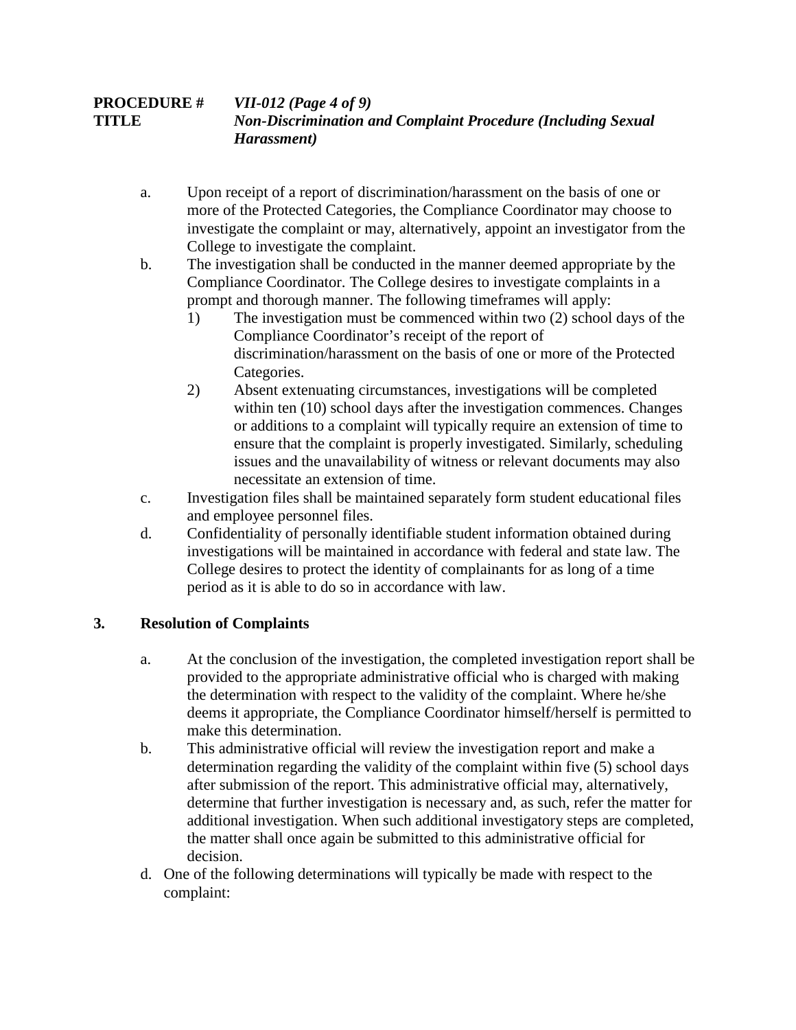a. Upon receipt of a report of discrimination/harassment on the basis of one or more of the Protected Categories, the Compliance Coordinator may choose to investigate the complaint or may, alternatively, appoint an investigator from the College to investigate the complaint.

b. The investigation shall be conducted in the manner deemed appropriate by the Compliance Coordinator. The College desires to investigate complaints in a prompt and thorough manner. The following timeframes will apply:

   1) The investigation must be commenced within two (2) school days of the Compliance Coordinator's receipt of the report of discrimination/harassment on the basis of one or more of the Protected Categories.

   2) Absent extenuating circumstances, investigations will be completed within ten (10) school days after the investigation commences. Changes or additions to a complaint will typically require an extension of time to ensure that the complaint is properly investigated. Similarly, scheduling issues and the unavailability of witness or relevant documents may also necessitate an extension of time.

c. Investigation files shall be maintained separately form student educational files and employee personnel files.

d. Confidentiality of personally identifiable student information obtained during investigations will be maintained in accordance with federal and state law. The College desires to protect the identity of complainants for as long of a time period as it is able to do so in accordance with law.

## 3. Resolution of Complaints

a. At the conclusion of the investigation, the completed investigation report shall be provided to the appropriate administrative official who is charged with making the determination with respect to the validity of the complaint. Where he/she deems it appropriate, the Compliance Coordinator himself/herself is permitted to make this determination.

b. This administrative official will review the investigation report and make a determination regarding the validity of the complaint within five (5) school days after submission of the report. This administrative official may, alternatively, determine that further investigation is necessary and, as such, refer the matter for additional investigation. When such additional investigatory steps are completed, the matter shall once again be submitted to this administrative official for decision.

d. One of the following determinations will typically be made with respect to the complaint: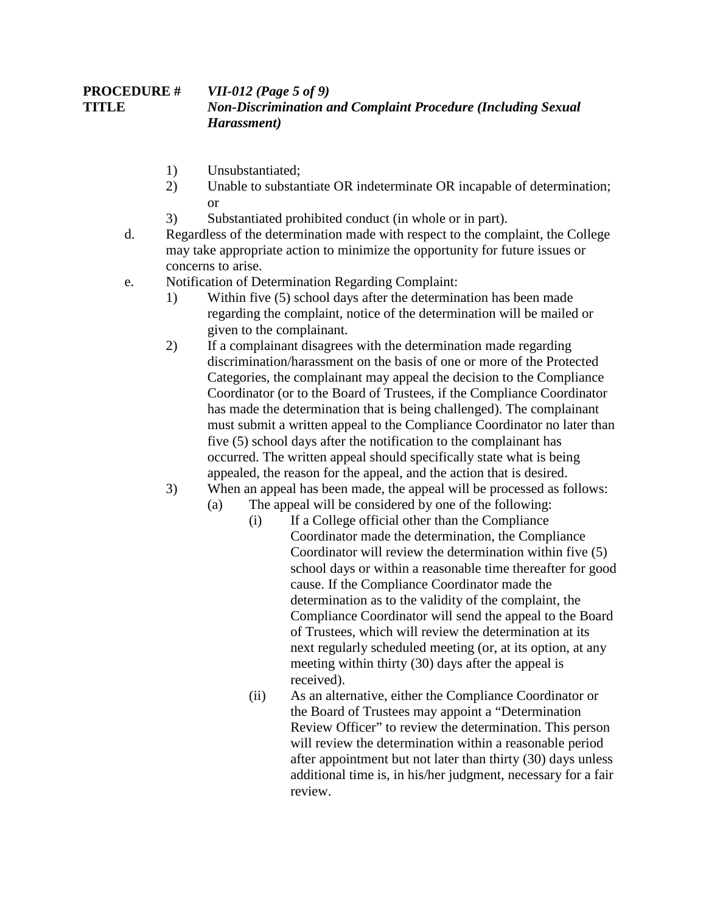1) Unsubstantiated;
2) Unable to substantiate OR indeterminate OR incapable of determination; or
3) Substantiated prohibited conduct (in whole or in part).

d. Regardless of the determination made with respect to the complaint, the College may take appropriate action to minimize the opportunity for future issues or concerns to arise.

e. Notification of Determination Regarding Complaint:

   1) Within five (5) school days after the determination has been made regarding the complaint, notice of the determination will be mailed or given to the complainant.
   2) If a complainant disagrees with the determination made regarding discrimination/harassment on the basis of one or more of the Protected Categories, the complainant may appeal the decision to the Compliance Coordinator (or to the Board of Trustees, if the Compliance Coordinator has made the determination that is being challenged). The complainant must submit a written appeal to the Compliance Coordinator no later than five (5) school days after the notification to the complainant has occurred. The written appeal should specifically state what is being appealed, the reason for the appeal, and the action that is desired.
   3) When an appeal has been made, the appeal will be processed as follows:
      (a) The appeal will be considered by one of the following:
         (i) If a College official other than the Compliance Coordinator made the determination, the Compliance Coordinator will review the determination within five (5) school days or within a reasonable time thereafter for good cause. If the Compliance Coordinator made the determination as to the validity of the complaint, the Compliance Coordinator will send the appeal to the Board of Trustees, which will review the determination at its next regularly scheduled meeting (or, at its option, at any meeting within thirty (30) days after the appeal is received).
         (ii) As an alternative, either the Compliance Coordinator or the Board of Trustees may appoint a "Determination Review Officer" to review the determination. This person will review the determination within a reasonable period after appointment but not later than thirty (30) days unless additional time is, in his/her judgment, necessary for a fair review.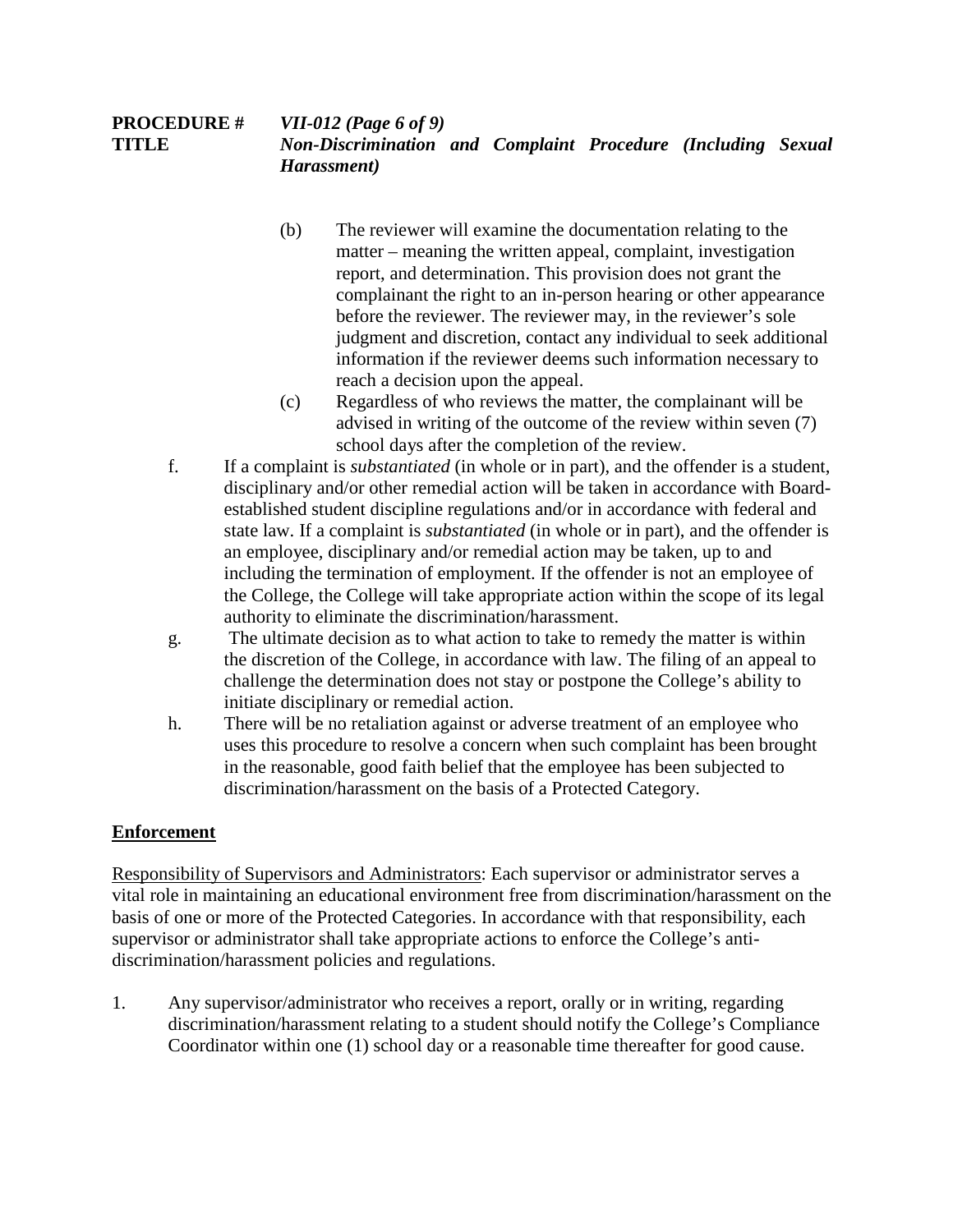(b) The reviewer will examine the documentation relating to the matter – meaning the written appeal, complaint, investigation report, and determination. This provision does not grant the complainant the right to an in-person hearing or other appearance before the reviewer. The reviewer may, in the reviewer's sole judgment and discretion, contact any individual to seek additional information if the reviewer deems such information necessary to reach a decision upon the appeal.

(c) Regardless of who reviews the matter, the complainant will be advised in writing of the outcome of the review within seven (7) school days after the completion of the review.

f. If a complaint is *substantiated* (in whole or in part), and the offender is a student, disciplinary and/or other remedial action will be taken in accordance with Board-established student discipline regulations and/or in accordance with federal and state law. If a complaint is *substantiated* (in whole or in part), and the offender is an employee, disciplinary and/or remedial action may be taken, up to and including the termination of employment. If the offender is not an employee of the College, the College will take appropriate action within the scope of its legal authority to eliminate the discrimination/harassment.

g. The ultimate decision as to what action to take to remedy the matter is within the discretion of the College, in accordance with law. The filing of an appeal to challenge the determination does not stay or postpone the College's ability to initiate disciplinary or remedial action.

h. There will be no retaliation against or adverse treatment of an employee who uses this procedure to resolve a concern when such complaint has been brought in the reasonable, good faith belief that the employee has been subjected to discrimination/harassment on the basis of a Protected Category.

## Enforcement

Responsibility of Supervisors and Administrators: Each supervisor or administrator serves a vital role in maintaining an educational environment free from discrimination/harassment on the basis of one or more of the Protected Categories. In accordance with that responsibility, each supervisor or administrator shall take appropriate actions to enforce the College's anti-discrimination/harassment policies and regulations.

1. Any supervisor/administrator who receives a report, orally or in writing, regarding discrimination/harassment relating to a student should notify the College's Compliance Coordinator within one (1) school day or a reasonable time thereafter for good cause.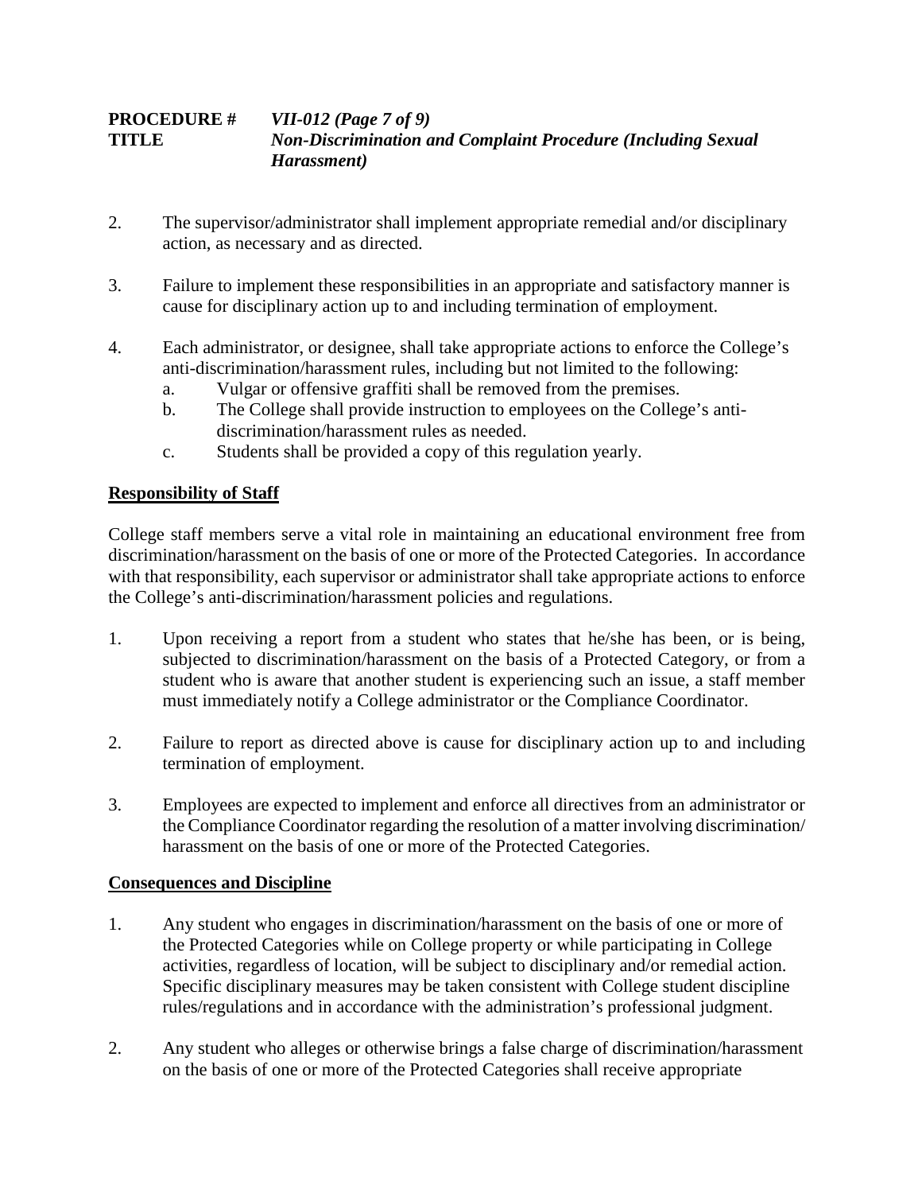2. The supervisor/administrator shall implement appropriate remedial and/or disciplinary action, as necessary and as directed.

3. Failure to implement these responsibilities in an appropriate and satisfactory manner is cause for disciplinary action up to and including termination of employment.

4. Each administrator, or designee, shall take appropriate actions to enforce the College's anti-discrimination/harassment rules, including but not limited to the following:
   a. Vulgar or offensive graffiti shall be removed from the premises.
   b. The College shall provide instruction to employees on the College's anti-discrimination/harassment rules as needed.
   c. Students shall be provided a copy of this regulation yearly.

**Responsibility of Staff**

College staff members serve a vital role in maintaining an educational environment free from discrimination/harassment on the basis of one or more of the Protected Categories. In accordance with that responsibility, each supervisor or administrator shall take appropriate actions to enforce the College's anti-discrimination/harassment policies and regulations.

1. Upon receiving a report from a student who states that he/she has been, or is being, subjected to discrimination/harassment on the basis of a Protected Category, or from a student who is aware that another student is experiencing such an issue, a staff member must immediately notify a College administrator or the Compliance Coordinator.

2. Failure to report as directed above is cause for disciplinary action up to and including termination of employment.

3. Employees are expected to implement and enforce all directives from an administrator or the Compliance Coordinator regarding the resolution of a matter involving discrimination/ harassment on the basis of one or more of the Protected Categories.

**Consequences and Discipline**

1. Any student who engages in discrimination/harassment on the basis of one or more of the Protected Categories while on College property or while participating in College activities, regardless of location, will be subject to disciplinary and/or remedial action. Specific disciplinary measures may be taken consistent with College student discipline rules/regulations and in accordance with the administration's professional judgment.

2. Any student who alleges or otherwise brings a false charge of discrimination/harassment on the basis of one or more of the Protected Categories shall receive appropriate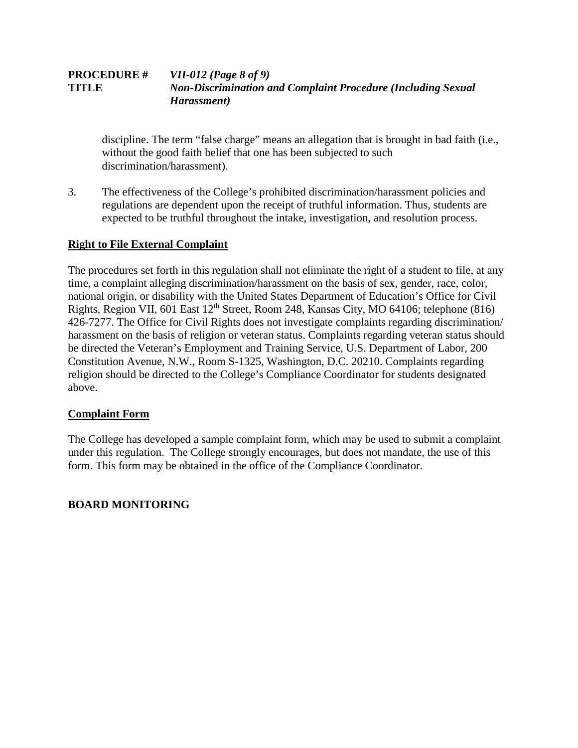discipline. The term "false charge" means an allegation that is brought in bad faith (i.e., without the good faith belief that one has been subjected to such discrimination/harassment).

3. The effectiveness of the College's prohibited discrimination/harassment policies and regulations are dependent upon the receipt of truthful information. Thus, students are expected to be truthful throughout the intake, investigation, and resolution process.

**Right to File External Complaint**

The procedures set forth in this regulation shall not eliminate the right of a student to file, at any time, a complaint alleging discrimination/harassment on the basis of sex, gender, race, color, national origin, or disability with the United States Department of Education's Office for Civil Rights, Region VII, 601 East 12th Street, Room 248, Kansas City, MO 64106; telephone (816) 426-7277. The Office for Civil Rights does not investigate complaints regarding discrimination/ harassment on the basis of religion or veteran status. Complaints regarding veteran status should be directed the Veteran's Employment and Training Service, U.S. Department of Labor, 200 Constitution Avenue, N.W., Room S-1325, Washington, D.C. 20210. Complaints regarding religion should be directed to the College's Compliance Coordinator for students designated above.

**Complaint Form**

The College has developed a sample complaint form, which may be used to submit a complaint under this regulation. The College strongly encourages, but does not mandate, the use of this form. This form may be obtained in the office of the Compliance Coordinator.

**BOARD MONITORING**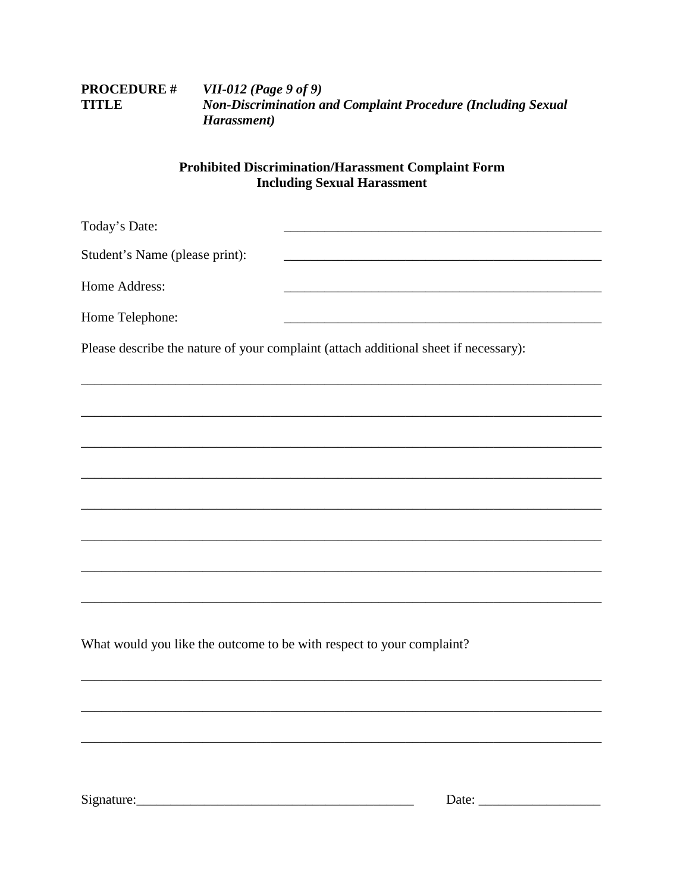**PROCEDURE #** *VII-012 (Page 9 of 9)*
**TITLE** ***Non-Discrimination and Complaint Procedure (Including Sexual Harassment)***

**Prohibited Discrimination/Harassment Complaint Form**
**Including Sexual Harassment**

Today's Date: ________________________________________________

Student's Name (please print): ________________________________________________

Home Address: ________________________________________________

Home Telephone: ________________________________________________

Please describe the nature of your complaint (attach additional sheet if necessary):

_______________________________________________________________________________

_______________________________________________________________________________

_______________________________________________________________________________

_______________________________________________________________________________

_______________________________________________________________________________

_______________________________________________________________________________

_______________________________________________________________________________

_______________________________________________________________________________

What would you like the outcome to be with respect to your complaint?

_______________________________________________________________________________

_______________________________________________________________________________

_______________________________________________________________________________

Signature:__________________________________________ Date: __________________